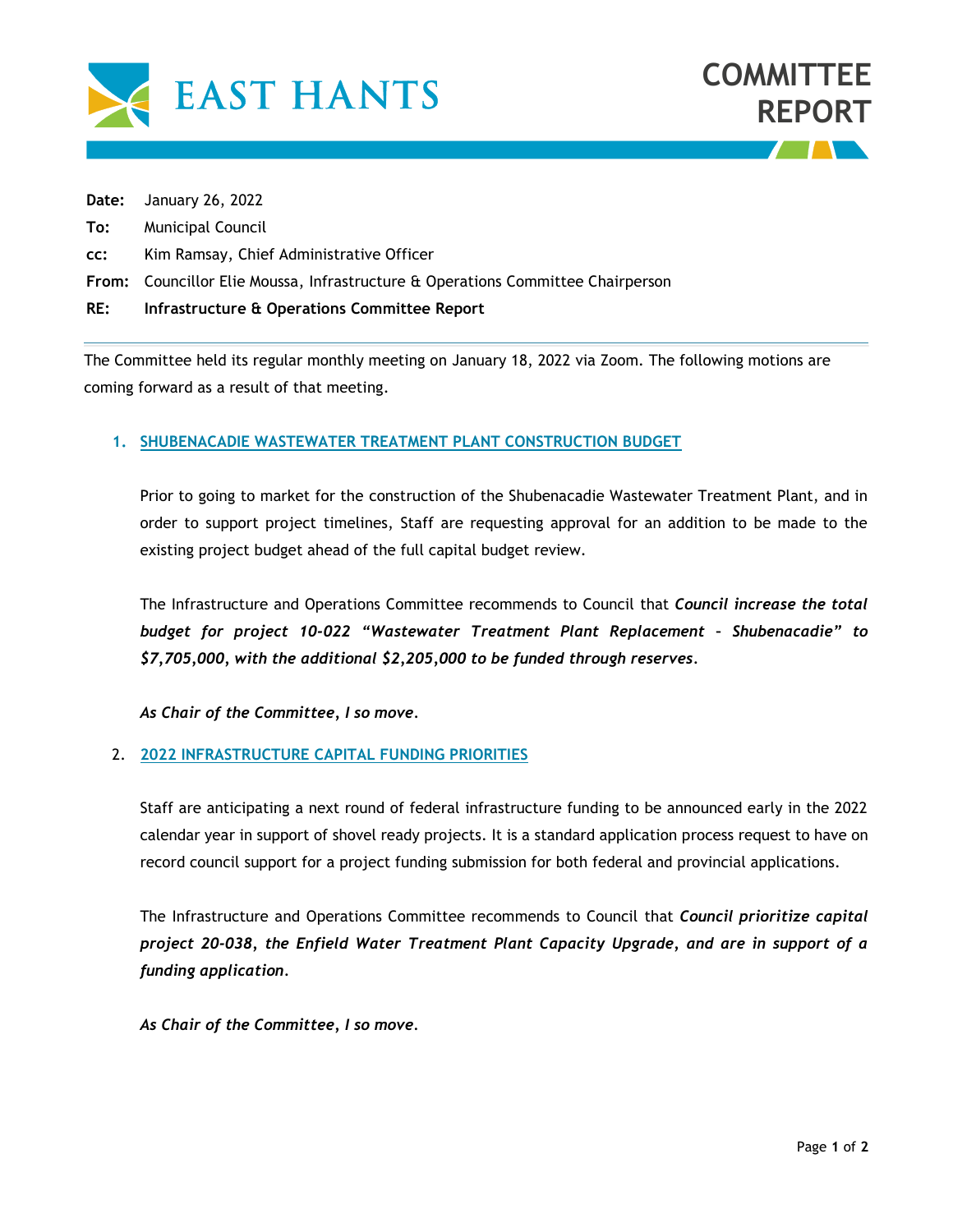# EAST HANTS

# COMMITTEE REPORT

**Date:** January 26, 2022

**To:** Municipal Council

**cc:** Kim Ramsay, Chief Administrative Officer

**From:** Councillor Elie Moussa, Infrastructure & Operations Committee Chairperson

**RE:** **Infrastructure & Operations Committee Report**

---

The Committee held its regular monthly meeting on January 18, 2022 via Zoom. The following motions are coming forward as a result of that meeting.

## 1. SHUBENACADIE WASTEWATER TREATMENT PLANT CONSTRUCTION BUDGET

Prior to going to market for the construction of the Shubenacadie Wastewater Treatment Plant, and in order to support project timelines, Staff are requesting approval for an addition to be made to the existing project budget ahead of the full capital budget review.

The Infrastructure and Operations Committee recommends to Council that ***Council increase the total budget for project 10-022 "Wastewater Treatment Plant Replacement – Shubenacadie" to $7,705,000, with the additional $2,205,000 to be funded through reserves.***

***As Chair of the Committee, I so move.***

## 2. 2022 INFRASTRUCTURE CAPITAL FUNDING PRIORITIES

Staff are anticipating a next round of federal infrastructure funding to be announced early in the 2022 calendar year in support of shovel ready projects. It is a standard application process request to have on record council support for a project funding submission for both federal and provincial applications.

The Infrastructure and Operations Committee recommends to Council that ***Council prioritize capital project 20-038, the Enfield Water Treatment Plant Capacity Upgrade, and are in support of a funding application.***

***As Chair of the Committee, I so move.***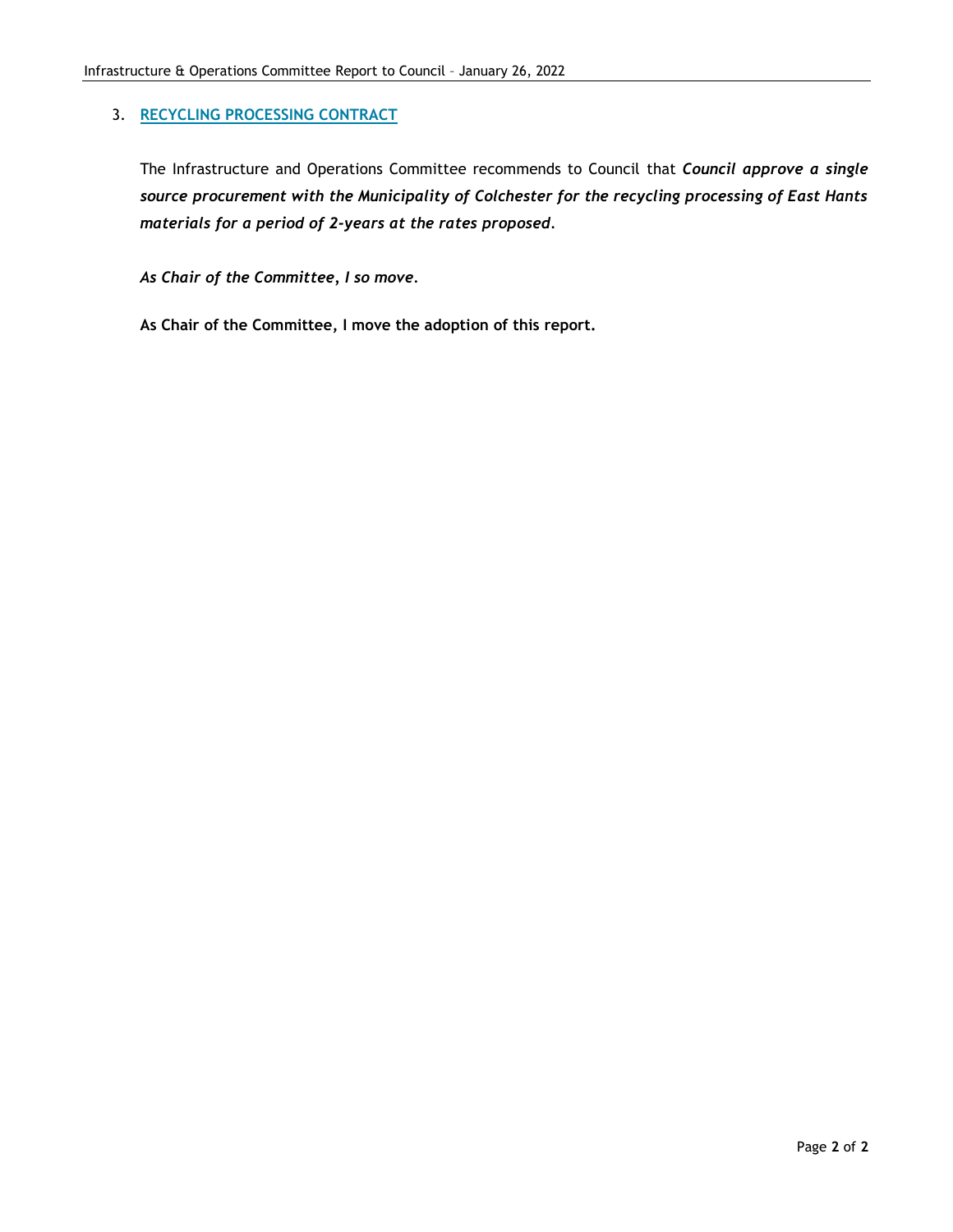## 3. RECYCLING PROCESSING CONTRACT

The Infrastructure and Operations Committee recommends to Council that ***Council approve a single source procurement with the Municipality of Colchester for the recycling processing of East Hants materials for a period of 2-years at the rates proposed.***

***As Chair of the Committee, I so move.***

**As Chair of the Committee, I move the adoption of this report.**